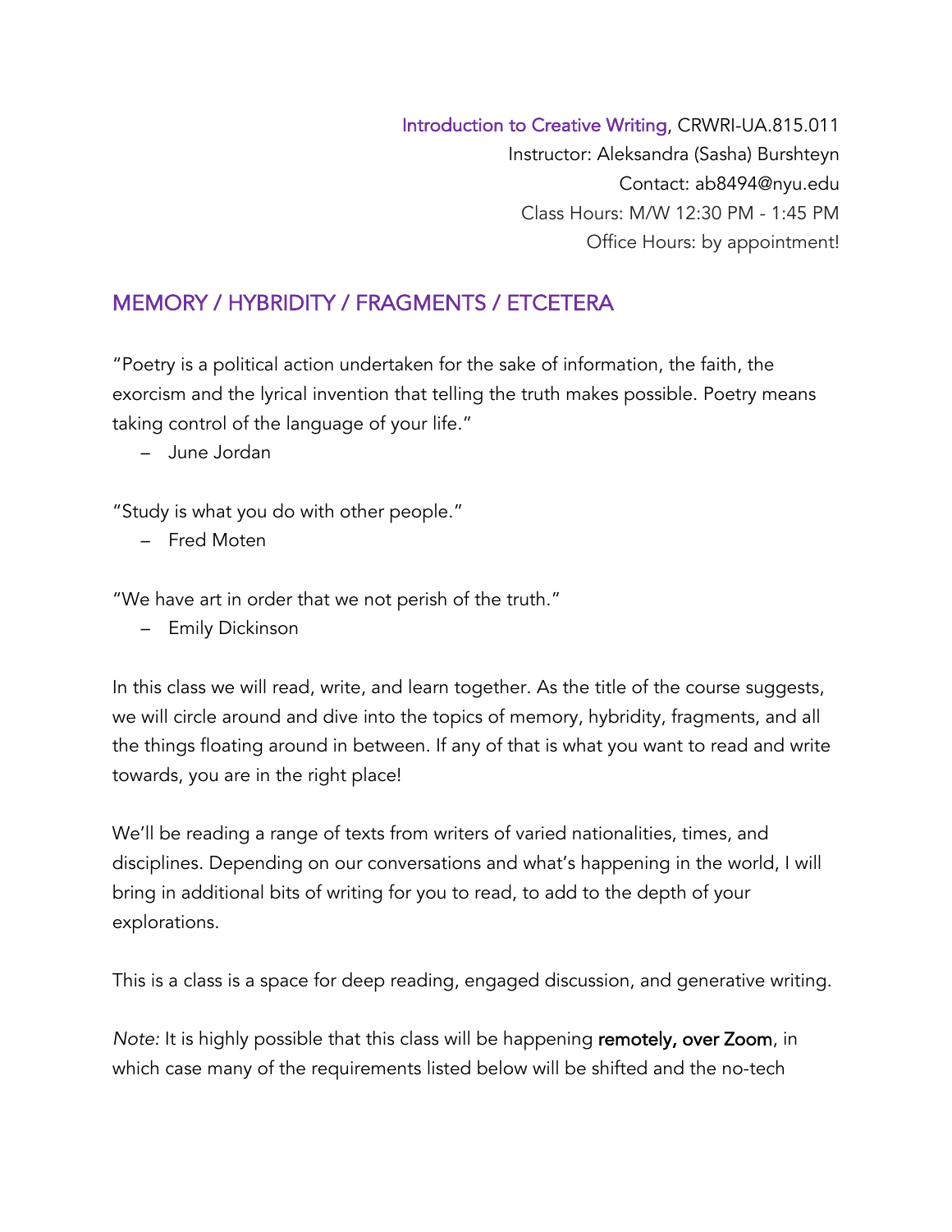Introduction to Creative Writing, CRWRI-UA.815.011
Instructor: Aleksandra (Sasha) Burshteyn
Contact: ab8494@nyu.edu
Class Hours: M/W 12:30 PM - 1:45 PM
Office Hours: by appointment!

## MEMORY / HYBRIDITY / FRAGMENTS / ETCETERA

"Poetry is a political action undertaken for the sake of information, the faith, the exorcism and the lyrical invention that telling the truth makes possible. Poetry means taking control of the language of your life."

– June Jordan

"Study is what you do with other people."

– Fred Moten

"We have art in order that we not perish of the truth."

– Emily Dickinson

In this class we will read, write, and learn together. As the title of the course suggests, we will circle around and dive into the topics of memory, hybridity, fragments, and all the things floating around in between. If any of that is what you want to read and write towards, you are in the right place!

We'll be reading a range of texts from writers of varied nationalities, times, and disciplines. Depending on our conversations and what's happening in the world, I will bring in additional bits of writing for you to read, to add to the depth of your explorations.

This is a class is a space for deep reading, engaged discussion, and generative writing.

*Note:* It is highly possible that this class will be happening **remotely, over Zoom**, in which case many of the requirements listed below will be shifted and the no-tech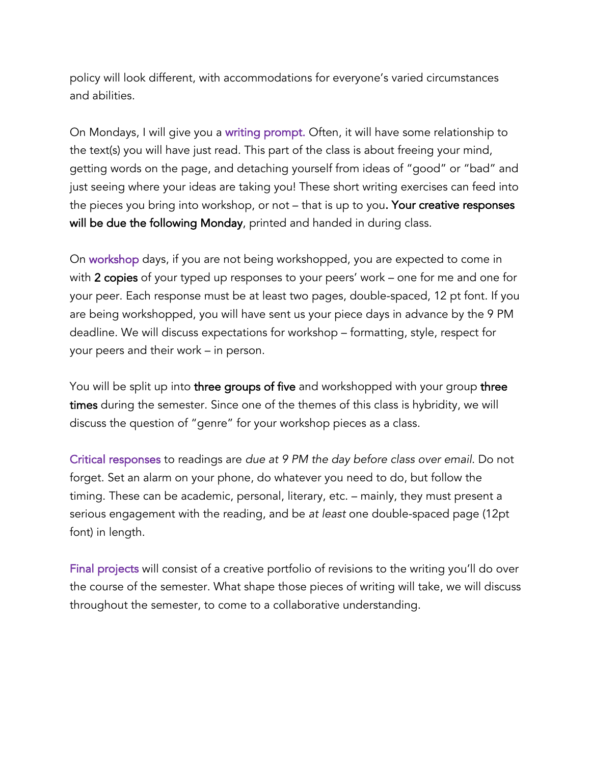policy will look different, with accommodations for everyone's varied circumstances and abilities.

On Mondays, I will give you a writing prompt. Often, it will have some relationship to the text(s) you will have just read. This part of the class is about freeing your mind, getting words on the page, and detaching yourself from ideas of "good" or "bad" and just seeing where your ideas are taking you! These short writing exercises can feed into the pieces you bring into workshop, or not – that is up to you**. Your creative responses will be due the following Monday**, printed and handed in during class.

On workshop days, if you are not being workshopped, you are expected to come in with **2 copies** of your typed up responses to your peers' work – one for me and one for your peer. Each response must be at least two pages, double-spaced, 12 pt font. If you are being workshopped, you will have sent us your piece days in advance by the 9 PM deadline. We will discuss expectations for workshop – formatting, style, respect for your peers and their work – in person.

You will be split up into **three groups of five** and workshopped with your group **three times** during the semester. Since one of the themes of this class is hybridity, we will discuss the question of "genre" for your workshop pieces as a class.

Critical responses to readings are *due at 9 PM the day before class over email.* Do not forget. Set an alarm on your phone, do whatever you need to do, but follow the timing. These can be academic, personal, literary, etc. – mainly, they must present a serious engagement with the reading, and be *at least* one double-spaced page (12pt font) in length.

Final projects will consist of a creative portfolio of revisions to the writing you'll do over the course of the semester. What shape those pieces of writing will take, we will discuss throughout the semester, to come to a collaborative understanding.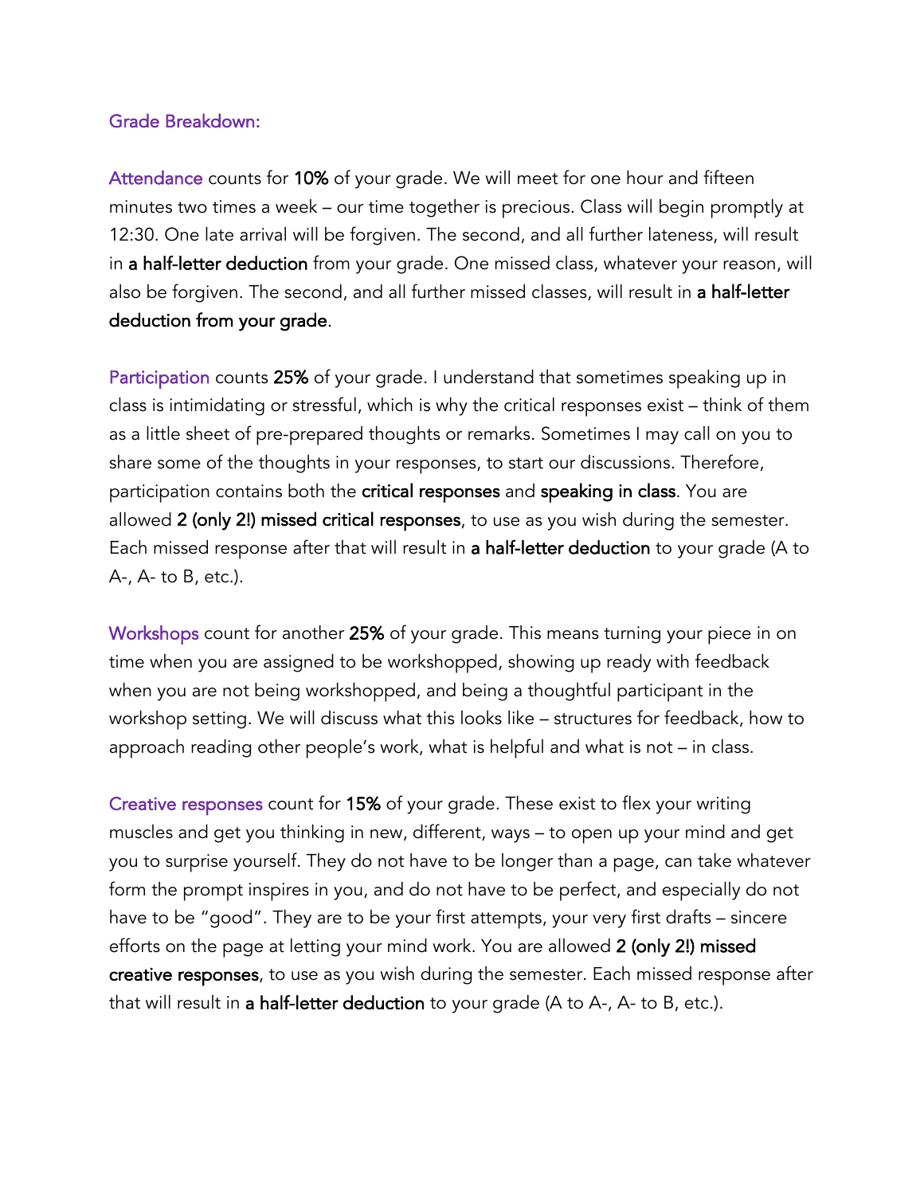## Grade Breakdown:

Attendance counts for **10%** of your grade. We will meet for one hour and fifteen minutes two times a week – our time together is precious. Class will begin promptly at 12:30. One late arrival will be forgiven. The second, and all further lateness, will result in **a half-letter deduction** from your grade. One missed class, whatever your reason, will also be forgiven. The second, and all further missed classes, will result in **a half-letter deduction from your grade**.

Participation counts **25%** of your grade. I understand that sometimes speaking up in class is intimidating or stressful, which is why the critical responses exist – think of them as a little sheet of pre-prepared thoughts or remarks. Sometimes I may call on you to share some of the thoughts in your responses, to start our discussions. Therefore, participation contains both the **critical responses** and **speaking in class**. You are allowed **2 (only 2!) missed critical responses**, to use as you wish during the semester. Each missed response after that will result in **a half-letter deduction** to your grade (A to A-, A- to B, etc.).

Workshops count for another **25%** of your grade. This means turning your piece in on time when you are assigned to be workshopped, showing up ready with feedback when you are not being workshopped, and being a thoughtful participant in the workshop setting. We will discuss what this looks like – structures for feedback, how to approach reading other people's work, what is helpful and what is not – in class.

Creative responses count for **15%** of your grade. These exist to flex your writing muscles and get you thinking in new, different, ways – to open up your mind and get you to surprise yourself. They do not have to be longer than a page, can take whatever form the prompt inspires in you, and do not have to be perfect, and especially do not have to be "good". They are to be your first attempts, your very first drafts – sincere efforts on the page at letting your mind work. You are allowed **2 (only 2!) missed creative responses**, to use as you wish during the semester. Each missed response after that will result in **a half-letter deduction** to your grade (A to A-, A- to B, etc.).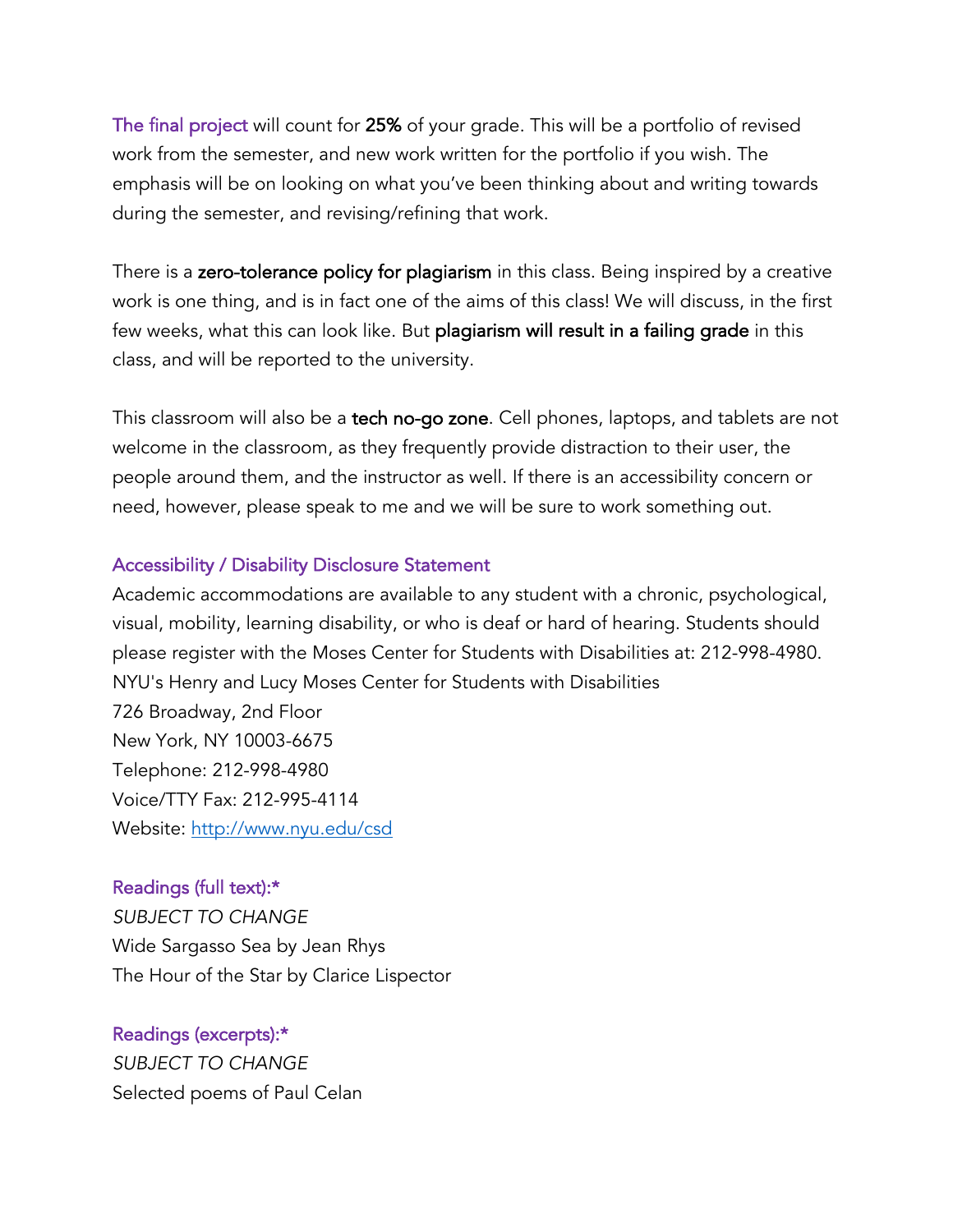The final project will count for **25%** of your grade. This will be a portfolio of revised work from the semester, and new work written for the portfolio if you wish. The emphasis will be on looking on what you've been thinking about and writing towards during the semester, and revising/refining that work.

There is a **zero-tolerance policy for plagiarism** in this class. Being inspired by a creative work is one thing, and is in fact one of the aims of this class! We will discuss, in the first few weeks, what this can look like. But **plagiarism will result in a failing grade** in this class, and will be reported to the university.

This classroom will also be a **tech no-go zone**. Cell phones, laptops, and tablets are not welcome in the classroom, as they frequently provide distraction to their user, the people around them, and the instructor as well. If there is an accessibility concern or need, however, please speak to me and we will be sure to work something out.

### Accessibility / Disability Disclosure Statement

Academic accommodations are available to any student with a chronic, psychological, visual, mobility, learning disability, or who is deaf or hard of hearing. Students should please register with the Moses Center for Students with Disabilities at: 212-998-4980.
NYU's Henry and Lucy Moses Center for Students with Disabilities
726 Broadway, 2nd Floor
New York, NY 10003-6675
Telephone: 212-998-4980
Voice/TTY Fax: 212-995-4114
Website: [http://www.nyu.edu/csd](http://www.nyu.edu/csd)

### Readings (full text):*

*SUBJECT TO CHANGE*
Wide Sargasso Sea by Jean Rhys
The Hour of the Star by Clarice Lispector

### Readings (excerpts):*

*SUBJECT TO CHANGE*
Selected poems of Paul Celan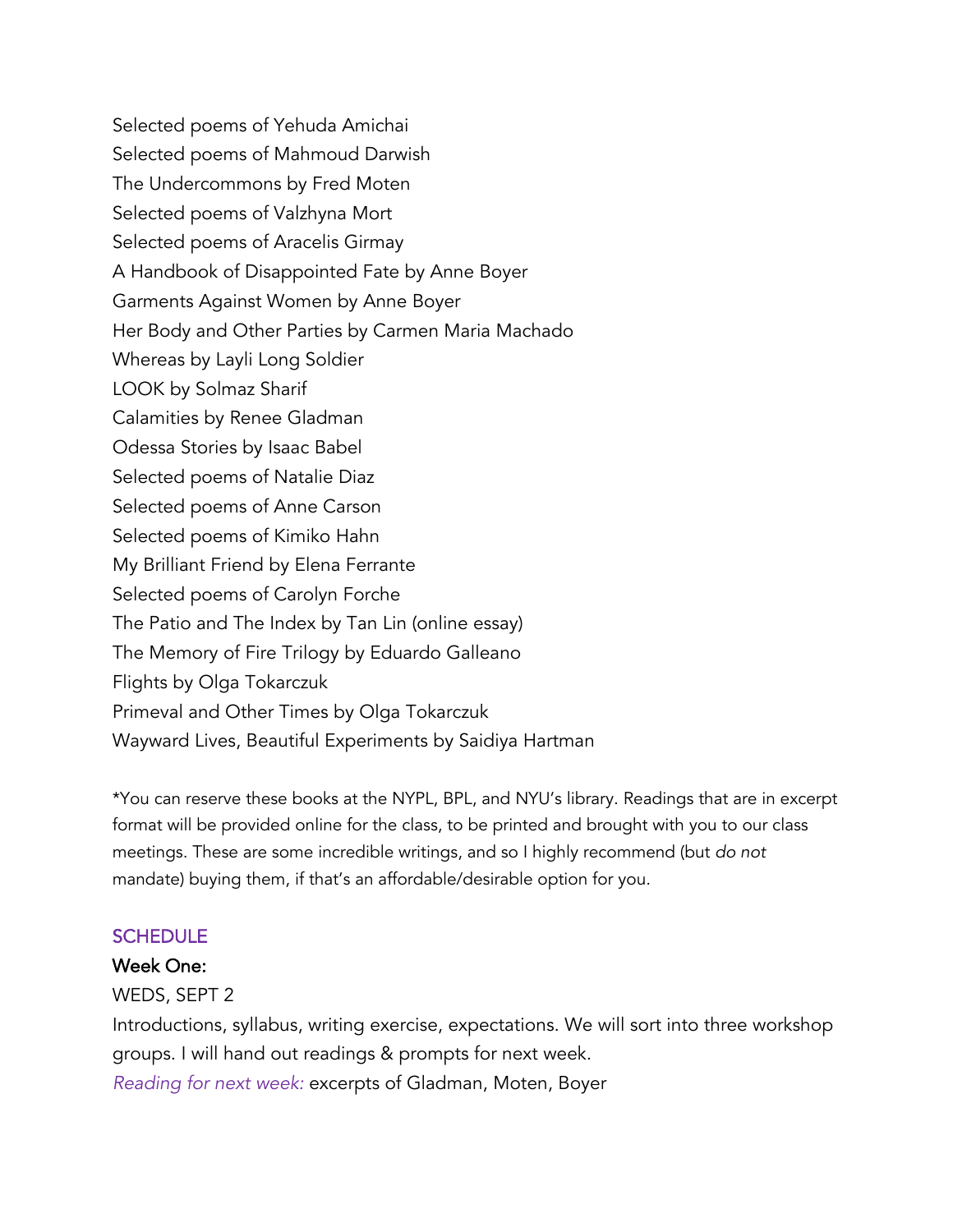Selected poems of Yehuda Amichai
Selected poems of Mahmoud Darwish
The Undercommons by Fred Moten
Selected poems of Valzhyna Mort
Selected poems of Aracelis Girmay
A Handbook of Disappointed Fate by Anne Boyer
Garments Against Women by Anne Boyer
Her Body and Other Parties by Carmen Maria Machado
Whereas by Layli Long Soldier
LOOK by Solmaz Sharif
Calamities by Renee Gladman
Odessa Stories by Isaac Babel
Selected poems of Natalie Diaz
Selected poems of Anne Carson
Selected poems of Kimiko Hahn
My Brilliant Friend by Elena Ferrante
Selected poems of Carolyn Forche
The Patio and The Index by Tan Lin (online essay)
The Memory of Fire Trilogy by Eduardo Galleano
Flights by Olga Tokarczuk
Primeval and Other Times by Olga Tokarczuk
Wayward Lives, Beautiful Experiments by Saidiya Hartman

*You can reserve these books at the NYPL, BPL, and NYU's library. Readings that are in excerpt format will be provided online for the class, to be printed and brought with you to our class meetings. These are some incredible writings, and so I highly recommend (but *do not* mandate) buying them, if that's an affordable/desirable option for you.

## SCHEDULE

### Week One:

WEDS, SEPT 2

Introductions, syllabus, writing exercise, expectations. We will sort into three workshop groups. I will hand out readings & prompts for next week.

*Reading for next week:* excerpts of Gladman, Moten, Boyer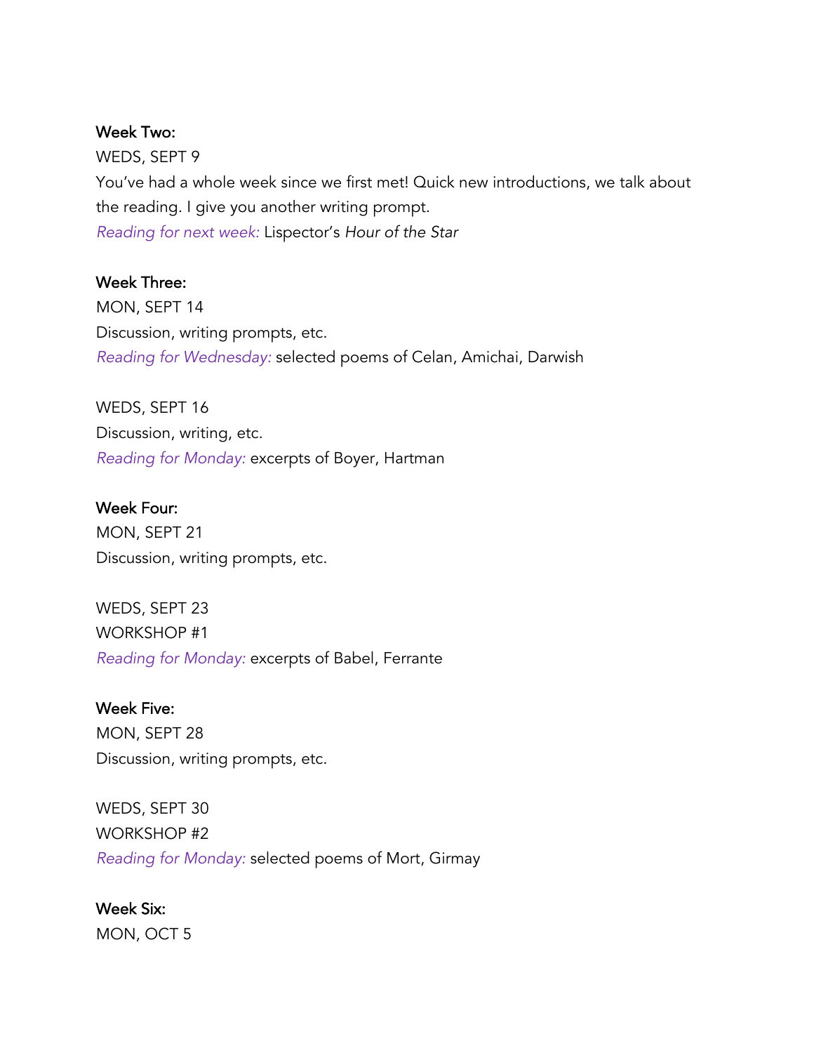**Week Two:**

WEDS, SEPT 9

You've had a whole week since we first met! Quick new introductions, we talk about the reading. I give you another writing prompt.

*Reading for next week:* Lispector's *Hour of the Star*

**Week Three:**

MON, SEPT 14

Discussion, writing prompts, etc.

*Reading for Wednesday:* selected poems of Celan, Amichai, Darwish

WEDS, SEPT 16

Discussion, writing, etc.

*Reading for Monday:* excerpts of Boyer, Hartman

**Week Four:**

MON, SEPT 21

Discussion, writing prompts, etc.

WEDS, SEPT 23

WORKSHOP #1

*Reading for Monday:* excerpts of Babel, Ferrante

**Week Five:**

MON, SEPT 28

Discussion, writing prompts, etc.

WEDS, SEPT 30

WORKSHOP #2

*Reading for Monday:* selected poems of Mort, Girmay

**Week Six:**

MON, OCT 5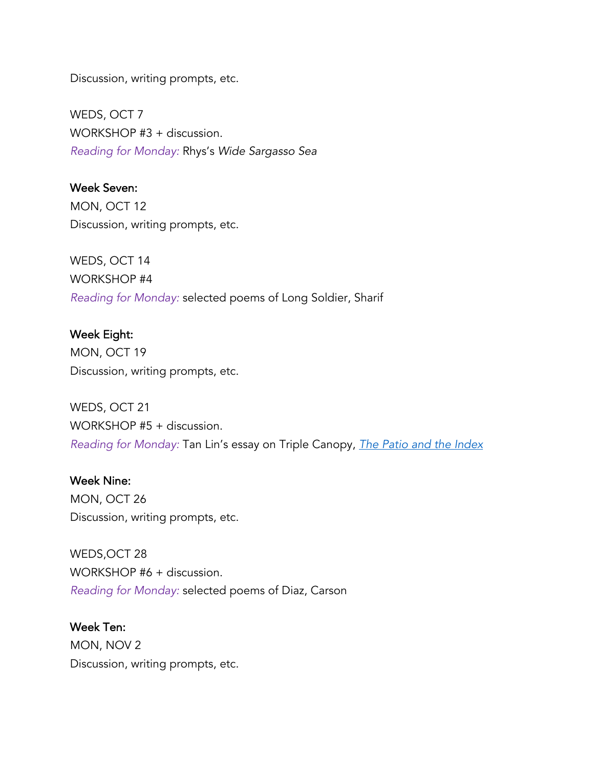Discussion, writing prompts, etc.

WEDS, OCT 7
WORKSHOP #3 + discussion.
*Reading for Monday:* Rhys's *Wide Sargasso Sea*

**Week Seven:**
MON, OCT 12
Discussion, writing prompts, etc.

WEDS, OCT 14
WORKSHOP #4
*Reading for Monday:* selected poems of Long Soldier, Sharif

**Week Eight:**
MON, OCT 19
Discussion, writing prompts, etc.

WEDS, OCT 21
WORKSHOP #5 + discussion.
*Reading for Monday:* Tan Lin's essay on Triple Canopy, *The Patio and the Index*

**Week Nine:**
MON, OCT 26
Discussion, writing prompts, etc.

WEDS,OCT 28
WORKSHOP #6 + discussion.
*Reading for Monday:* selected poems of Diaz, Carson

**Week Ten:**
MON, NOV 2
Discussion, writing prompts, etc.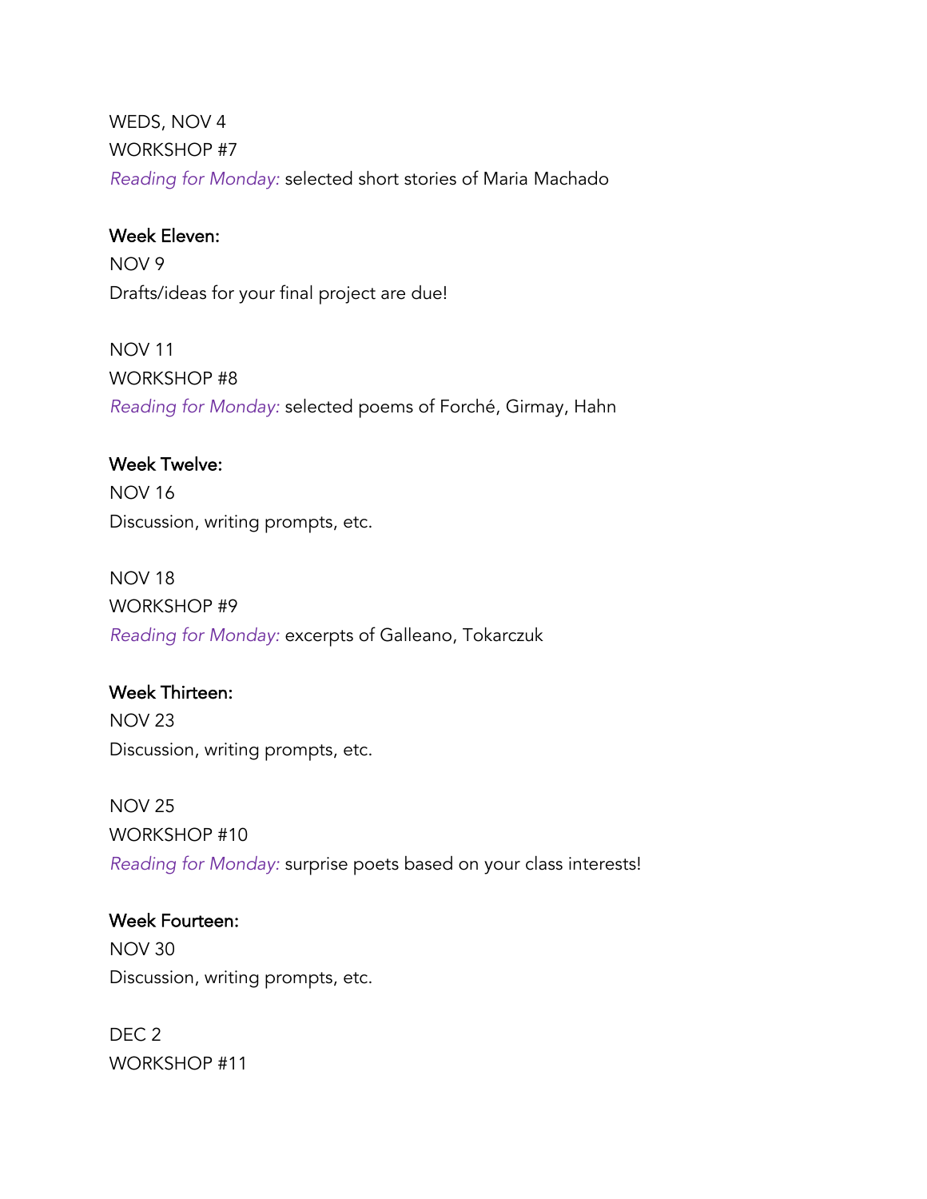WEDS, NOV 4
WORKSHOP #7
*Reading for Monday:* selected short stories of Maria Machado

**Week Eleven:**
NOV 9
Drafts/ideas for your final project are due!

NOV 11
WORKSHOP #8
*Reading for Monday:* selected poems of Forché, Girmay, Hahn

**Week Twelve:**
NOV 16
Discussion, writing prompts, etc.

NOV 18
WORKSHOP #9
*Reading for Monday:* excerpts of Galleano, Tokarczuk

**Week Thirteen:**
NOV 23
Discussion, writing prompts, etc.

NOV 25
WORKSHOP #10
*Reading for Monday:* surprise poets based on your class interests!

**Week Fourteen:**
NOV 30
Discussion, writing prompts, etc.

DEC 2
WORKSHOP #11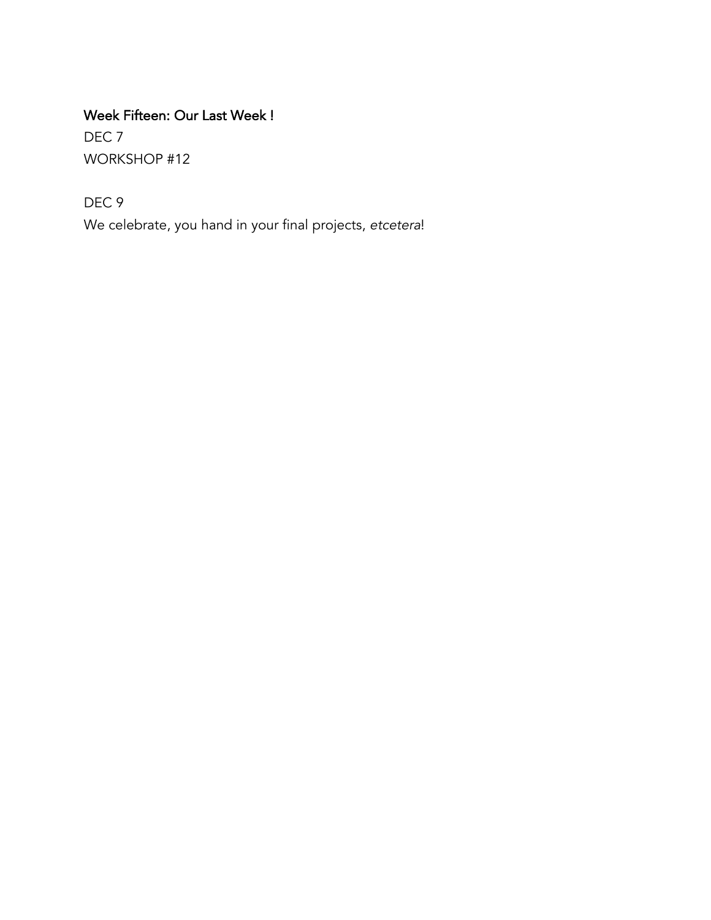### Week Fifteen: Our Last Week !

DEC 7
WORKSHOP #12

DEC 9
We celebrate, you hand in your final projects, *etcetera*!